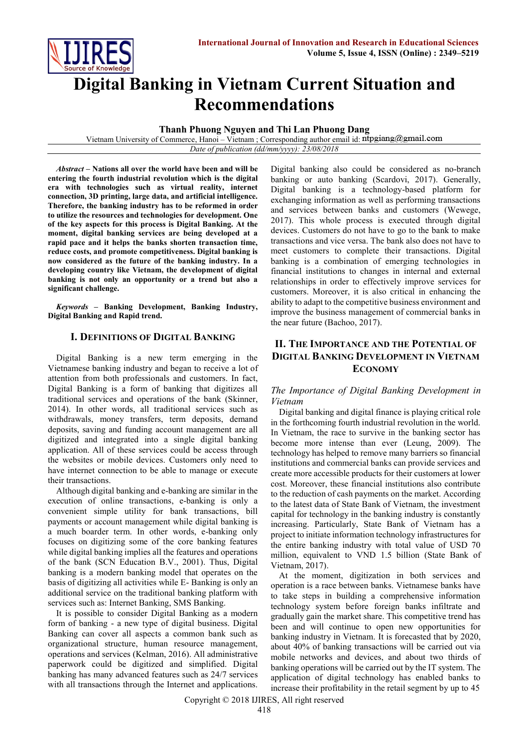# Digital Banking in Vietnam Current Situation and Recommendations

**Thanh Phuong Nguyen and Thi Lan Phuong Dang**

Vietnam University of Commerce, Hanoi – Vietnam ; Corresponding author email id: ntpgiang@gmail.com

*Date of publication (dd/mm/yyyy): 23/08/2018*

***Abstract* – Nations all over the world have been and will be entering the fourth industrial revolution which is the digital era with technologies such as virtual reality, internet connection, 3D printing, large data, and artificial intelligence. Therefore, the banking industry has to be reformed in order to utilize the resources and technologies for development. One of the key aspects for this process is Digital Banking. At the moment, digital banking services are being developed at a rapid pace and it helps the banks shorten transaction time, reduce costs, and promote competitiveness. Digital banking is now considered as the future of the banking industry. In a developing country like Vietnam, the development of digital banking is not only an opportunity or a trend but also a significant challenge.**

***Keywords* – Banking Development, Banking Industry, Digital Banking and Rapid trend.**

## I. Definitions of Digital Banking

Digital Banking is a new term emerging in the Vietnamese banking industry and began to receive a lot of attention from both professionals and customers. In fact, Digital Banking is a form of banking that digitizes all traditional services and operations of the bank (Skinner, 2014). In other words, all traditional services such as withdrawals, money transfers, term deposits, demand deposits, saving and funding account management are all digitized and integrated into a single digital banking application. All of these services could be access through the websites or mobile devices. Customers only need to have internet connection to be able to manage or execute their transactions.

Although digital banking and e-banking are similar in the execution of online transactions, e-banking is only a convenient simple utility for bank transactions, bill payments or account management while digital banking is a much boarder term. In other words, e-banking only focuses on digitizing some of the core banking features while digital banking implies all the features and operations of the bank (SCN Education B.V., 2001). Thus, Digital banking is a modern banking model that operates on the basis of digitizing all activities while E- Banking is only an additional service on the traditional banking platform with services such as: Internet Banking, SMS Banking.

It is possible to consider Digital Banking as a modern form of banking - a new type of digital business. Digital Banking can cover all aspects a common bank such as organizational structure, human resource management, operations and services (Kelman, 2016). All administrative paperwork could be digitized and simplified. Digital banking has many advanced features such as 24/7 services with all transactions through the Internet and applications. Digital banking also could be considered as no-branch banking or auto banking (Scardovi, 2017). Generally, Digital banking is a technology-based platform for exchanging information as well as performing transactions and services between banks and customers (Wewege, 2017). This whole process is executed through digital devices. Customers do not have to go to the bank to make transactions and vice versa. The bank also does not have to meet customers to complete their transactions. Digital banking is a combination of emerging technologies in financial institutions to changes in internal and external relationships in order to effectively improve services for customers. Moreover, it is also critical in enhancing the ability to adapt to the competitive business environment and improve the business management of commercial banks in the near future (Bachoo, 2017).

## II. The Importance and the Potential of Digital Banking Development in Vietnam Economy

### *The Importance of Digital Banking Development in Vietnam*

Digital banking and digital finance is playing critical role in the forthcoming fourth industrial revolution in the world. In Vietnam, the race to survive in the banking sector has become more intense than ever (Leung, 2009). The technology has helped to remove many barriers so financial institutions and commercial banks can provide services and create more accessible products for their customers at lower cost. Moreover, these financial institutions also contribute to the reduction of cash payments on the market. According to the latest data of State Bank of Vietnam, the investment capital for technology in the banking industry is constantly increasing. Particularly, State Bank of Vietnam has a project to initiate information technology infrastructures for the entire banking industry with total value of USD 70 million, equivalent to VND 1.5 billion (State Bank of Vietnam, 2017).

At the moment, digitization in both services and operation is a race between banks. Vietnamese banks have to take steps in building a comprehensive information technology system before foreign banks infiltrate and gradually gain the market share. This competitive trend has been and will continue to open new opportunities for banking industry in Vietnam. It is forecasted that by 2020, about 40% of banking transactions will be carried out via mobile networks and devices, and about two thirds of banking operations will be carried out by the IT system. The application of digital technology has enabled banks to increase their profitability in the retail segment by up to 45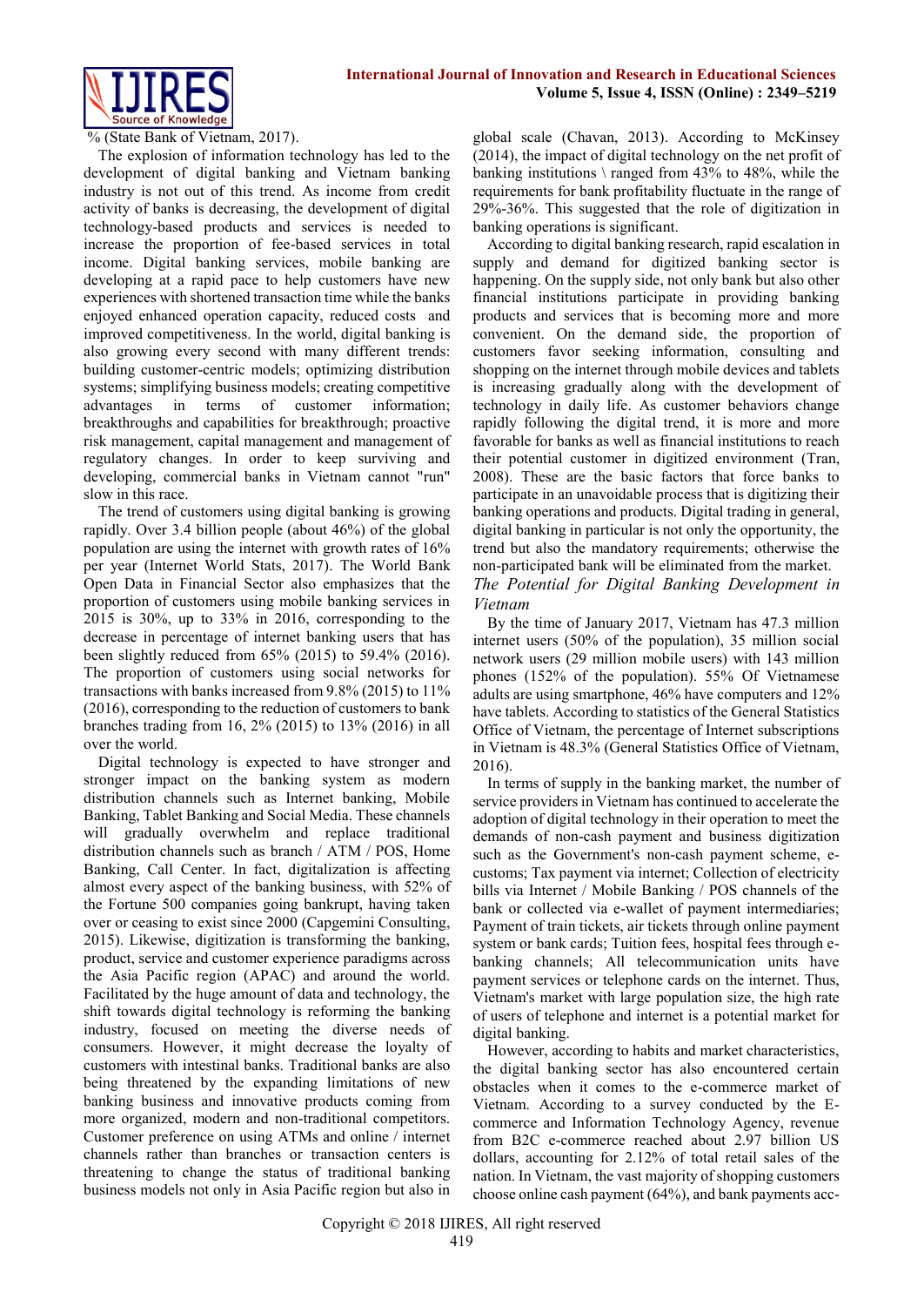% (State Bank of Vietnam, 2017).

The explosion of information technology has led to the development of digital banking and Vietnam banking industry is not out of this trend. As income from credit activity of banks is decreasing, the development of digital technology-based products and services is needed to increase the proportion of fee-based services in total income. Digital banking services, mobile banking are developing at a rapid pace to help customers have new experiences with shortened transaction time while the banks enjoyed enhanced operation capacity, reduced costs and improved competitiveness. In the world, digital banking is also growing every second with many different trends: building customer-centric models; optimizing distribution systems; simplifying business models; creating competitive advantages in terms of customer information; breakthroughs and capabilities for breakthrough; proactive risk management, capital management and management of regulatory changes. In order to keep surviving and developing, commercial banks in Vietnam cannot "run" slow in this race.

The trend of customers using digital banking is growing rapidly. Over 3.4 billion people (about 46%) of the global population are using the internet with growth rates of 16% per year (Internet World Stats, 2017). The World Bank Open Data in Financial Sector also emphasizes that the proportion of customers using mobile banking services in 2015 is 30%, up to 33% in 2016, corresponding to the decrease in percentage of internet banking users that has been slightly reduced from 65% (2015) to 59.4% (2016). The proportion of customers using social networks for transactions with banks increased from 9.8% (2015) to 11% (2016), corresponding to the reduction of customers to bank branches trading from 16, 2% (2015) to 13% (2016) in all over the world.

Digital technology is expected to have stronger and stronger impact on the banking system as modern distribution channels such as Internet banking, Mobile Banking, Tablet Banking and Social Media. These channels will gradually overwhelm and replace traditional distribution channels such as branch / ATM / POS, Home Banking, Call Center. In fact, digitalization is affecting almost every aspect of the banking business, with 52% of the Fortune 500 companies going bankrupt, having taken over or ceasing to exist since 2000 (Capgemini Consulting, 2015). Likewise, digitization is transforming the banking, product, service and customer experience paradigms across the Asia Pacific region (APAC) and around the world. Facilitated by the huge amount of data and technology, the shift towards digital technology is reforming the banking industry, focused on meeting the diverse needs of consumers. However, it might decrease the loyalty of customers with intestinal banks. Traditional banks are also being threatened by the expanding limitations of new banking business and innovative products coming from more organized, modern and non-traditional competitors. Customer preference on using ATMs and online / internet channels rather than branches or transaction centers is threatening to change the status of traditional banking business models not only in Asia Pacific region but also in global scale (Chavan, 2013). According to McKinsey (2014), the impact of digital technology on the net profit of banking institutions \ ranged from 43% to 48%, while the requirements for bank profitability fluctuate in the range of 29%-36%. This suggested that the role of digitization in banking operations is significant.

According to digital banking research, rapid escalation in supply and demand for digitized banking sector is happening. On the supply side, not only bank but also other financial institutions participate in providing banking products and services that is becoming more and more convenient. On the demand side, the proportion of customers favor seeking information, consulting and shopping on the internet through mobile devices and tablets is increasing gradually along with the development of technology in daily life. As customer behaviors change rapidly following the digital trend, it is more and more favorable for banks as well as financial institutions to reach their potential customer in digitized environment (Tran, 2008). These are the basic factors that force banks to participate in an unavoidable process that is digitizing their banking operations and products. Digital trading in general, digital banking in particular is not only the opportunity, the trend but also the mandatory requirements; otherwise the non-participated bank will be eliminated from the market.

*The Potential for Digital Banking Development in Vietnam*

By the time of January 2017, Vietnam has 47.3 million internet users (50% of the population), 35 million social network users (29 million mobile users) with 143 million phones (152% of the population). 55% Of Vietnamese adults are using smartphone, 46% have computers and 12% have tablets. According to statistics of the General Statistics Office of Vietnam, the percentage of Internet subscriptions in Vietnam is 48.3% (General Statistics Office of Vietnam, 2016).

In terms of supply in the banking market, the number of service providers in Vietnam has continued to accelerate the adoption of digital technology in their operation to meet the demands of non-cash payment and business digitization such as the Government's non-cash payment scheme, e-customs; Tax payment via internet; Collection of electricity bills via Internet / Mobile Banking / POS channels of the bank or collected via e-wallet of payment intermediaries; Payment of train tickets, air tickets through online payment system or bank cards; Tuition fees, hospital fees through e-banking channels; All telecommunication units have payment services or telephone cards on the internet. Thus, Vietnam's market with large population size, the high rate of users of telephone and internet is a potential market for digital banking.

However, according to habits and market characteristics, the digital banking sector has also encountered certain obstacles when it comes to the e-commerce market of Vietnam. According to a survey conducted by the E-commerce and Information Technology Agency, revenue from B2C e-commerce reached about 2.97 billion US dollars, accounting for 2.12% of total retail sales of the nation. In Vietnam, the vast majority of shopping customers choose online cash payment (64%), and bank payments acc-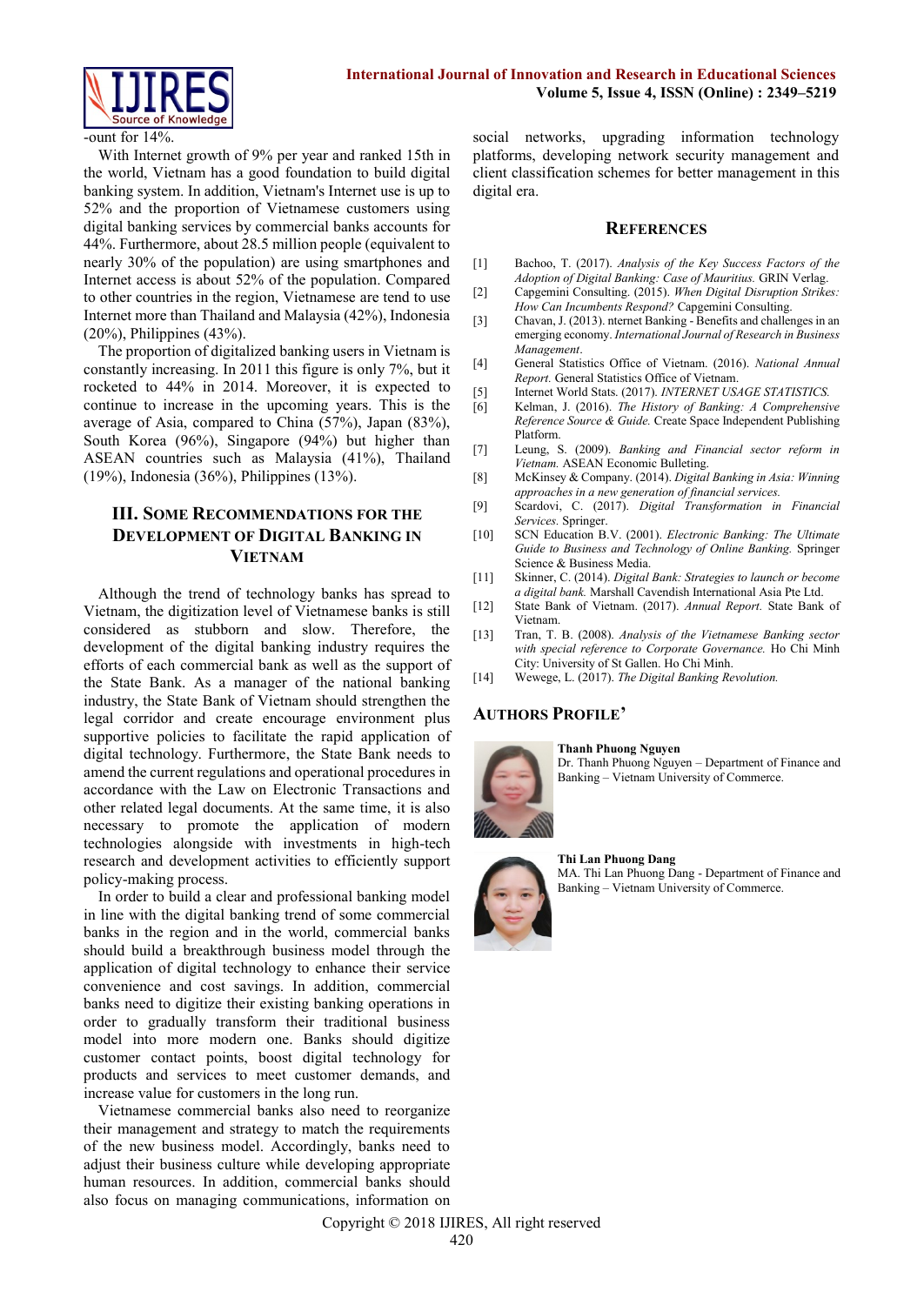-ount for 14%.

With Internet growth of 9% per year and ranked 15th in the world, Vietnam has a good foundation to build digital banking system. In addition, Vietnam's Internet use is up to 52% and the proportion of Vietnamese customers using digital banking services by commercial banks accounts for 44%. Furthermore, about 28.5 million people (equivalent to nearly 30% of the population) are using smartphones and Internet access is about 52% of the population. Compared to other countries in the region, Vietnamese are tend to use Internet more than Thailand and Malaysia (42%), Indonesia (20%), Philippines (43%).

The proportion of digitalized banking users in Vietnam is constantly increasing. In 2011 this figure is only 7%, but it rocketed to 44% in 2014. Moreover, it is expected to continue to increase in the upcoming years. This is the average of Asia, compared to China (57%), Japan (83%), South Korea (96%), Singapore (94%) but higher than ASEAN countries such as Malaysia (41%), Thailand (19%), Indonesia (36%), Philippines (13%).

## III. Some Recommendations for the Development of Digital Banking in Vietnam

Although the trend of technology banks has spread to Vietnam, the digitization level of Vietnamese banks is still considered as stubborn and slow. Therefore, the development of the digital banking industry requires the efforts of each commercial bank as well as the support of the State Bank. As a manager of the national banking industry, the State Bank of Vietnam should strengthen the legal corridor and create encourage environment plus supportive policies to facilitate the rapid application of digital technology. Furthermore, the State Bank needs to amend the current regulations and operational procedures in accordance with the Law on Electronic Transactions and other related legal documents. At the same time, it is also necessary to promote the application of modern technologies alongside with investments in high-tech research and development activities to efficiently support policy-making process.

In order to build a clear and professional banking model in line with the digital banking trend of some commercial banks in the region and in the world, commercial banks should build a breakthrough business model through the application of digital technology to enhance their service convenience and cost savings. In addition, commercial banks need to digitize their existing banking operations in order to gradually transform their traditional business model into more modern one. Banks should digitize customer contact points, boost digital technology for products and services to meet customer demands, and increase value for customers in the long run.

Vietnamese commercial banks also need to reorganize their management and strategy to match the requirements of the new business model. Accordingly, banks need to adjust their business culture while developing appropriate human resources. In addition, commercial banks should also focus on managing communications, information on social networks, upgrading information technology platforms, developing network security management and client classification schemes for better management in this digital era.

## References

[1] Bachoo, T. (2017). *Analysis of the Key Success Factors of the Adoption of Digital Banking: Case of Mauritius.* GRIN Verlag.

[2] Capgemini Consulting. (2015). *When Digital Disruption Strikes: How Can Incumbents Respond?* Capgemini Consulting.

[3] Chavan, J. (2013). nternet Banking - Benefits and challenges in an emerging economy. *International Journal of Research in Business Management*.

[4] General Statistics Office of Vietnam. (2016). *National Annual Report.* General Statistics Office of Vietnam.

[5] Internet World Stats. (2017). *INTERNET USAGE STATISTICS.*

[6] Kelman, J. (2016). *The History of Banking: A Comprehensive Reference Source & Guide.* Create Space Independent Publishing Platform.

[7] Leung, S. (2009). *Banking and Financial sector reform in Vietnam.* ASEAN Economic Bulleting.

[8] McKinsey & Company. (2014). *Digital Banking in Asia: Winning approaches in a new generation of financial services.*

[9] Scardovi, C. (2017). *Digital Transformation in Financial Services.* Springer.

[10] SCN Education B.V. (2001). *Electronic Banking: The Ultimate Guide to Business and Technology of Online Banking.* Springer Science & Business Media.

[11] Skinner, C. (2014). *Digital Bank: Strategies to launch or become a digital bank.* Marshall Cavendish International Asia Pte Ltd.

[12] State Bank of Vietnam. (2017). *Annual Report.* State Bank of Vietnam.

[13] Tran, T. B. (2008). *Analysis of the Vietnamese Banking sector with special reference to Corporate Governance.* Ho Chi Minh City: University of St Gallen. Ho Chi Minh.

[14] Wewege, L. (2017). *The Digital Banking Revolution.*

## Authors Profile'

**Thanh Phuong Nguyen**
Dr. Thanh Phuong Nguyen – Department of Finance and Banking – Vietnam University of Commerce.

**Thi Lan Phuong Dang**
MA. Thi Lan Phuong Dang - Department of Finance and Banking – Vietnam University of Commerce.